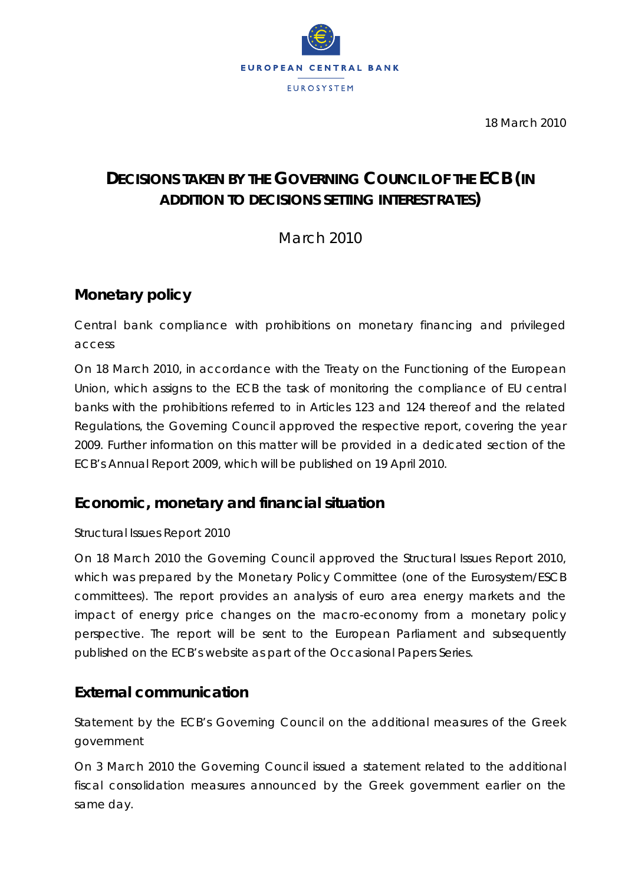EUROPEAN CENTRAL BANK

EUROSYSTEM

18 March 2010

# DECISIONS TAKEN BY THE GOVERNING COUNCIL OF THE ECB (IN ADDITION TO DECISIONS SETTING INTEREST RATES)

March 2010

## Monetary policy

Central bank compliance with prohibitions on monetary financing and privileged access

On 18 March 2010, in accordance with the Treaty on the Functioning of the European Union, which assigns to the ECB the task of monitoring the compliance of EU central banks with the prohibitions referred to in Articles 123 and 124 thereof and the related Regulations, the Governing Council approved the respective report, covering the year 2009. Further information on this matter will be provided in a dedicated section of the ECB's Annual Report 2009, which will be published on 19 April 2010.

## Economic, monetary and financial situation

Structural Issues Report 2010

On 18 March 2010 the Governing Council approved the Structural Issues Report 2010, which was prepared by the Monetary Policy Committee (one of the Eurosystem/ESCB committees). The report provides an analysis of euro area energy markets and the impact of energy price changes on the macro-economy from a monetary policy perspective. The report will be sent to the European Parliament and subsequently published on the ECB's website as part of the Occasional Papers Series.

## External communication

Statement by the ECB's Governing Council on the additional measures of the Greek government

On 3 March 2010 the Governing Council issued a statement related to the additional fiscal consolidation measures announced by the Greek government earlier on the same day.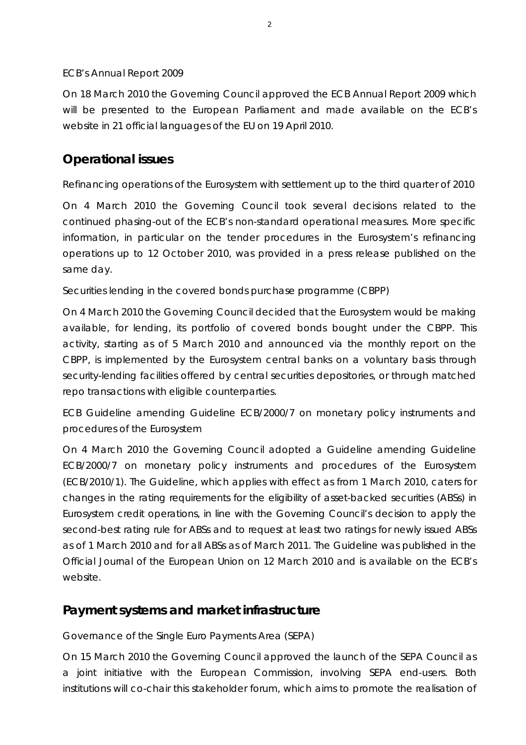*ECB's Annual Report 2009*

On 18 March 2010 the Governing Council approved the ECB Annual Report 2009 which will be presented to the European Parliament and made available on the ECB's website in 21 official languages of the EU on 19 April 2010.

## Operational issues

*Refinancing operations of the Eurosystem with settlement up to the third quarter of 2010*

On 4 March 2010 the Governing Council took several decisions related to the continued phasing-out of the ECB's non-standard operational measures. More specific information, in particular on the tender procedures in the Eurosystem's refinancing operations up to 12 October 2010, was provided in a press release published on the same day.

*Securities lending in the covered bonds purchase programme (CBPP)*

On 4 March 2010 the Governing Council decided that the Eurosystem would be making available, for lending, its portfolio of covered bonds bought under the CBPP. This activity, starting as of 5 March 2010 and announced via the monthly report on the CBPP, is implemented by the Eurosystem central banks on a voluntary basis through security-lending facilities offered by central securities depositories, or through matched repo transactions with eligible counterparties.

*ECB Guideline amending Guideline ECB/2000/7 on monetary policy instruments and procedures of the Eurosystem*

On 4 March 2010 the Governing Council adopted a Guideline amending Guideline ECB/2000/7 on monetary policy instruments and procedures of the Eurosystem (ECB/2010/1). The Guideline, which applies with effect as from 1 March 2010, caters for changes in the rating requirements for the eligibility of asset-backed securities (ABSs) in Eurosystem credit operations, in line with the Governing Council's decision to apply the second-best rating rule for ABSs and to request at least two ratings for newly issued ABSs as of 1 March 2010 and for all ABSs as of March 2011. The Guideline was published in the *Official Journal of the European Union* on 12 March 2010 and is available on the ECB's website.

## Payment systems and market infrastructure

*Governance of the Single Euro Payments Area (SEPA)*

On 15 March 2010 the Governing Council approved the launch of the SEPA Council as a joint initiative with the European Commission, involving SEPA end-users. Both institutions will co-chair this stakeholder forum, which aims to promote the realisation of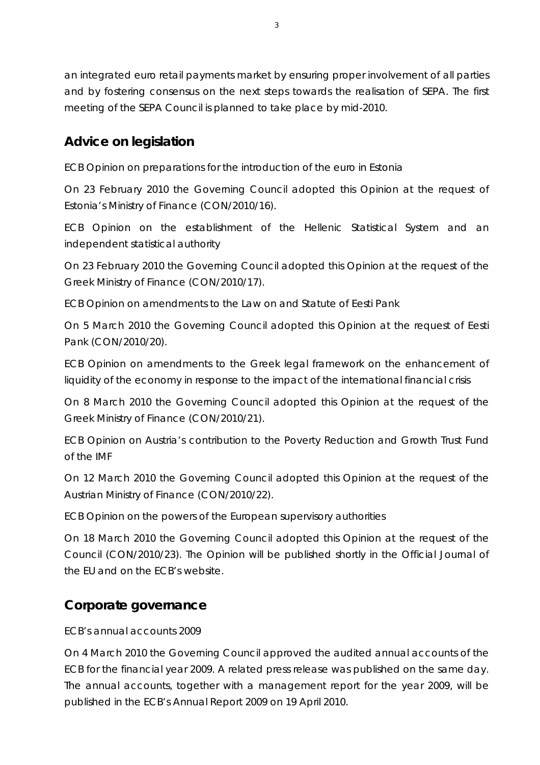an integrated euro retail payments market by ensuring proper involvement of all parties and by fostering consensus on the next steps towards the realisation of SEPA. The first meeting of the SEPA Council is planned to take place by mid-2010.

## Advice on legislation

*ECB Opinion on preparations for the introduction of the euro in Estonia*

On 23 February 2010 the Governing Council adopted this Opinion at the request of Estonia's Ministry of Finance (CON/2010/16).

*ECB Opinion on the establishment of the Hellenic Statistical System and an independent statistical authority*

On 23 February 2010 the Governing Council adopted this Opinion at the request of the Greek Ministry of Finance (CON/2010/17).

*ECB Opinion on amendments to the Law on and Statute of Eesti Pank*

On 5 March 2010 the Governing Council adopted this Opinion at the request of Eesti Pank (CON/2010/20).

*ECB Opinion on amendments to the Greek legal framework on the enhancement of liquidity of the economy in response to the impact of the international financial crisis*

On 8 March 2010 the Governing Council adopted this Opinion at the request of the Greek Ministry of Finance (CON/2010/21).

*ECB Opinion on Austria's contribution to the Poverty Reduction and Growth Trust Fund of the IMF*

On 12 March 2010 the Governing Council adopted this Opinion at the request of the Austrian Ministry of Finance (CON/2010/22).

*ECB Opinion on the powers of the European supervisory authorities*

On 18 March 2010 the Governing Council adopted this Opinion at the request of the Council (CON/2010/23). The Opinion will be published shortly in the *Official Journal of the EU* and on the ECB's website.

## Corporate governance

*ECB's annual accounts 2009*

On 4 March 2010 the Governing Council approved the audited annual accounts of the ECB for the financial year 2009. A related press release was published on the same day. The annual accounts, together with a management report for the year 2009, will be published in the ECB's Annual Report 2009 on 19 April 2010.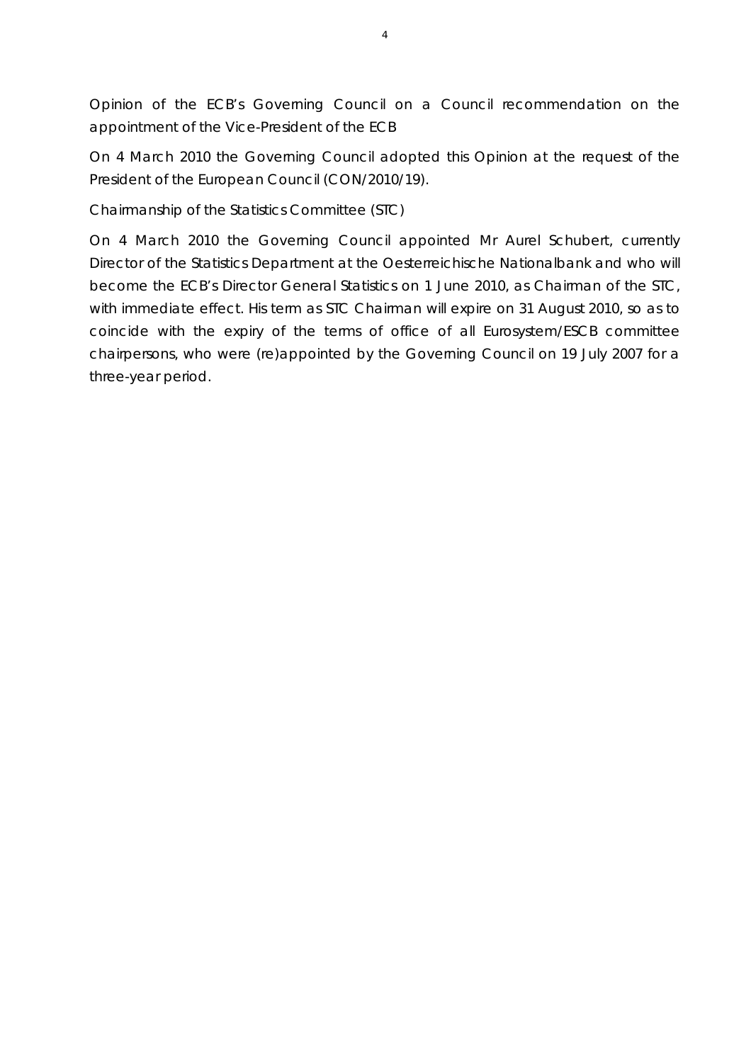Opinion of the ECB's Governing Council on a Council recommendation on the appointment of the Vice-President of the ECB

On 4 March 2010 the Governing Council adopted this Opinion at the request of the President of the European Council (CON/2010/19).

Chairmanship of the Statistics Committee (STC)

On 4 March 2010 the Governing Council appointed Mr Aurel Schubert, currently Director of the Statistics Department at the Oesterreichische Nationalbank and who will become the ECB's Director General Statistics on 1 June 2010, as Chairman of the STC, with immediate effect. His term as STC Chairman will expire on 31 August 2010, so as to coincide with the expiry of the terms of office of all Eurosystem/ESCB committee chairpersons, who were (re)appointed by the Governing Council on 19 July 2007 for a three-year period.